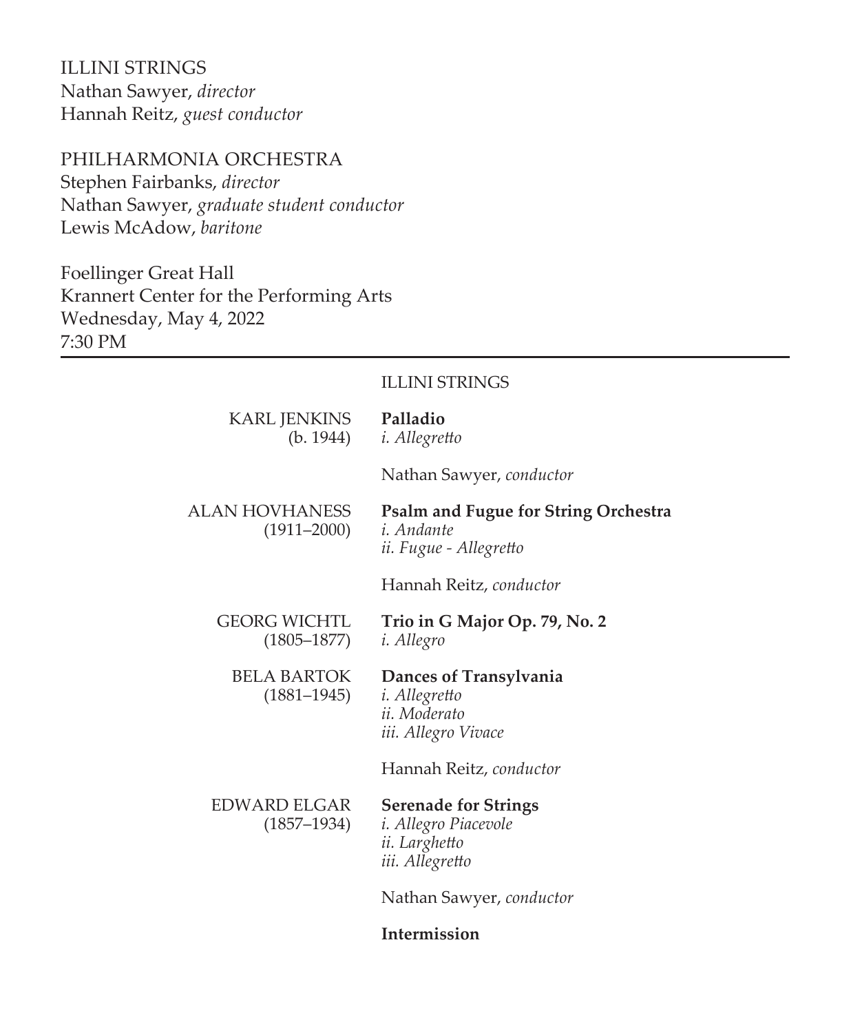ILLINI STRINGS
Nathan Sawyer, *director*
Hannah Reitz, *guest conductor*

PHILHARMONIA ORCHESTRA
Stephen Fairbanks, *director*
Nathan Sawyer, *graduate student conductor*
Lewis McAdow, *baritone*

Foellinger Great Hall
Krannert Center for the Performing Arts
Wednesday, May 4, 2022
7:30 PM

---

ILLINI STRINGS

KARL JENKINS (b. 1944)
**Palladio**
*i. Allegretto*

Nathan Sawyer, *conductor*

ALAN HOVHANESS (1911–2000)
**Psalm and Fugue for String Orchestra**
*i. Andante*
*ii. Fugue - Allegretto*

Hannah Reitz, *conductor*

GEORG WICHTL (1805–1877)
**Trio in G Major Op. 79, No. 2**
*i. Allegro*

BELA BARTOK (1881–1945)
**Dances of Transylvania**
*i. Allegretto*
*ii. Moderato*
*iii. Allegro Vivace*

Hannah Reitz, *conductor*

EDWARD ELGAR (1857–1934)
**Serenade for Strings**
*i. Allegro Piacevole*
*ii. Larghetto*
*iii. Allegretto*

Nathan Sawyer, *conductor*

**Intermission**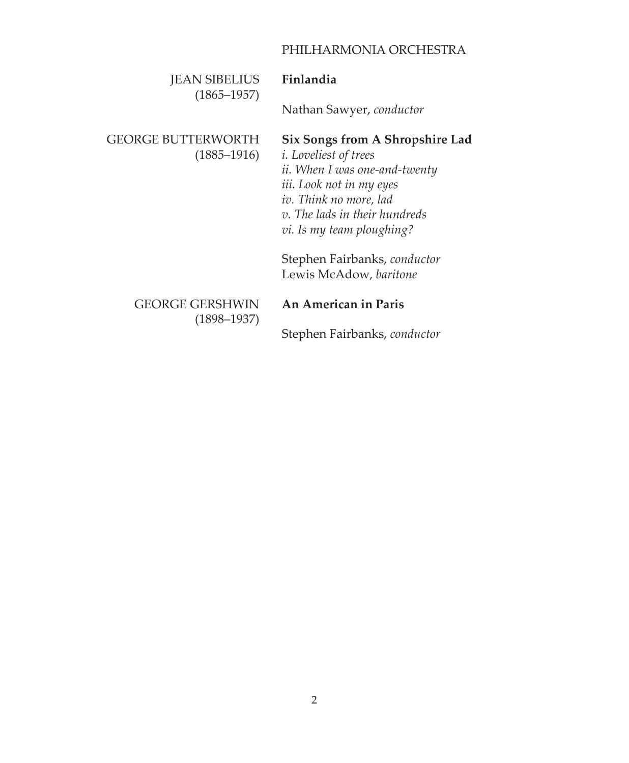## PHILHARMONIA ORCHESTRA

JEAN SIBELIUS (1865–1957)

**Finlandia**

Nathan Sawyer, *conductor*

GEORGE BUTTERWORTH (1885–1916)

**Six Songs from A Shropshire Lad**

*i. Loveliest of trees*  
*ii. When I was one-and-twenty*  
*iii. Look not in my eyes*  
*iv. Think no more, lad*  
*v. The lads in their hundreds*  
*vi. Is my team ploughing?*

Stephen Fairbanks, *conductor*  
Lewis McAdow, *baritone*

GEORGE GERSHWIN (1898–1937)

**An American in Paris**

Stephen Fairbanks, *conductor*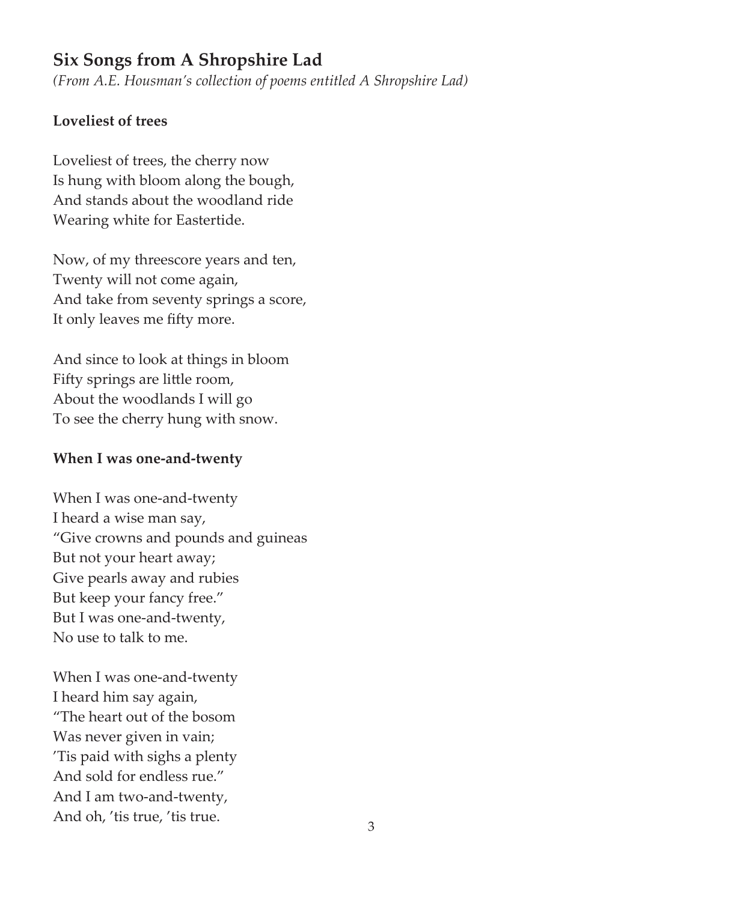## Six Songs from A Shropshire Lad

*(From A.E. Housman's collection of poems entitled A Shropshire Lad)*

### Loveliest of trees

Loveliest of trees, the cherry now  
Is hung with bloom along the bough,  
And stands about the woodland ride  
Wearing white for Eastertide.

Now, of my threescore years and ten,  
Twenty will not come again,  
And take from seventy springs a score,  
It only leaves me fifty more.

And since to look at things in bloom  
Fifty springs are little room,  
About the woodlands I will go  
To see the cherry hung with snow.

### When I was one-and-twenty

When I was one-and-twenty  
I heard a wise man say,  
"Give crowns and pounds and guineas  
But not your heart away;  
Give pearls away and rubies  
But keep your fancy free."  
But I was one-and-twenty,  
No use to talk to me.

When I was one-and-twenty  
I heard him say again,  
"The heart out of the bosom  
Was never given in vain;  
'Tis paid with sighs a plenty  
And sold for endless rue."  
And I am two-and-twenty,  
And oh, 'tis true, 'tis true.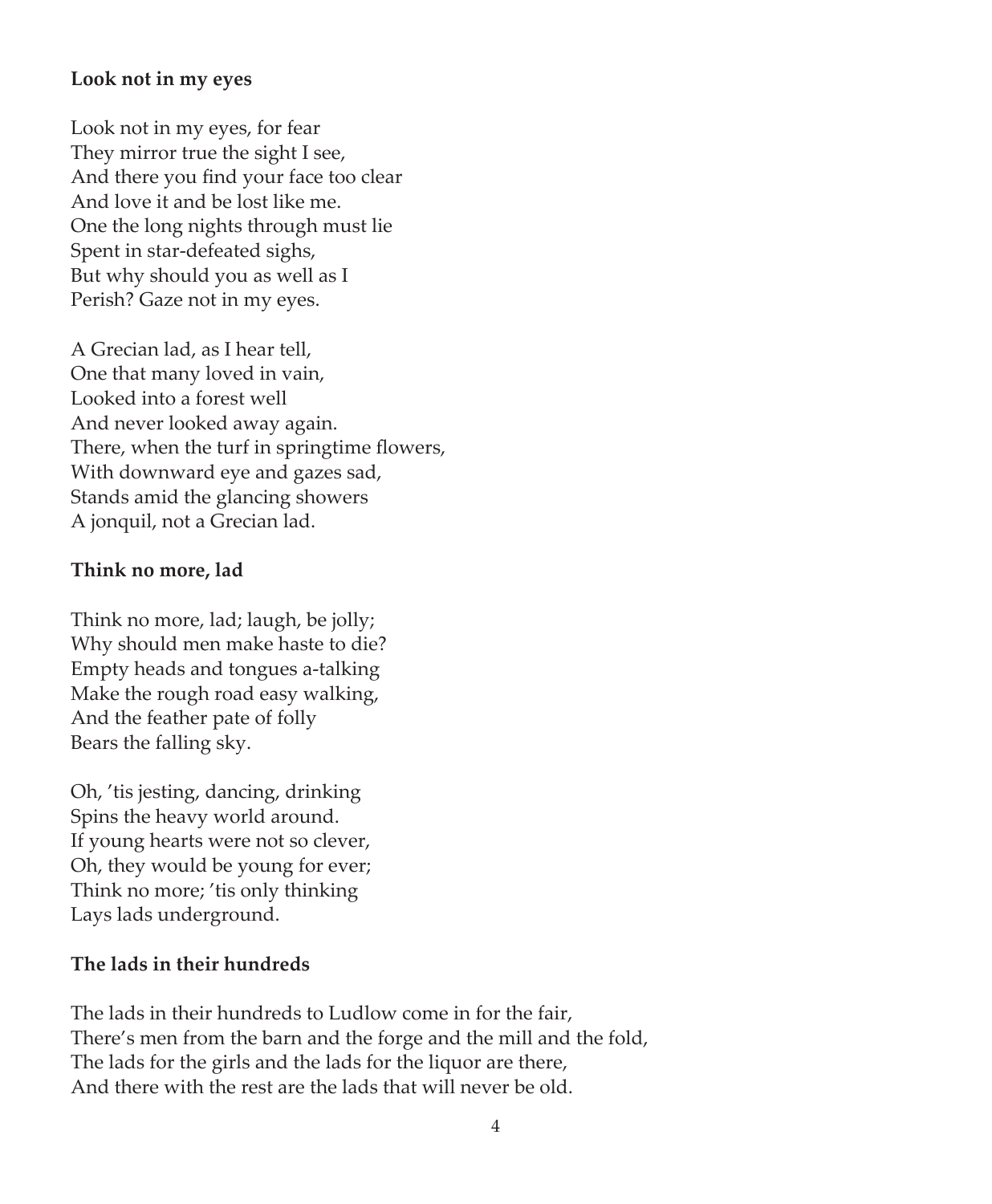**Look not in my eyes**

Look not in my eyes, for fear  
They mirror true the sight I see,  
And there you find your face too clear  
And love it and be lost like me.  
One the long nights through must lie  
Spent in star-defeated sighs,  
But why should you as well as I  
Perish? Gaze not in my eyes.

A Grecian lad, as I hear tell,  
One that many loved in vain,  
Looked into a forest well  
And never looked away again.  
There, when the turf in springtime flowers,  
With downward eye and gazes sad,  
Stands amid the glancing showers  
A jonquil, not a Grecian lad.

**Think no more, lad**

Think no more, lad; laugh, be jolly;  
Why should men make haste to die?  
Empty heads and tongues a-talking  
Make the rough road easy walking,  
And the feather pate of folly  
Bears the falling sky.

Oh, 'tis jesting, dancing, drinking  
Spins the heavy world around.  
If young hearts were not so clever,  
Oh, they would be young for ever;  
Think no more; 'tis only thinking  
Lays lads underground.

**The lads in their hundreds**

The lads in their hundreds to Ludlow come in for the fair,  
There's men from the barn and the forge and the mill and the fold,  
The lads for the girls and the lads for the liquor are there,  
And there with the rest are the lads that will never be old.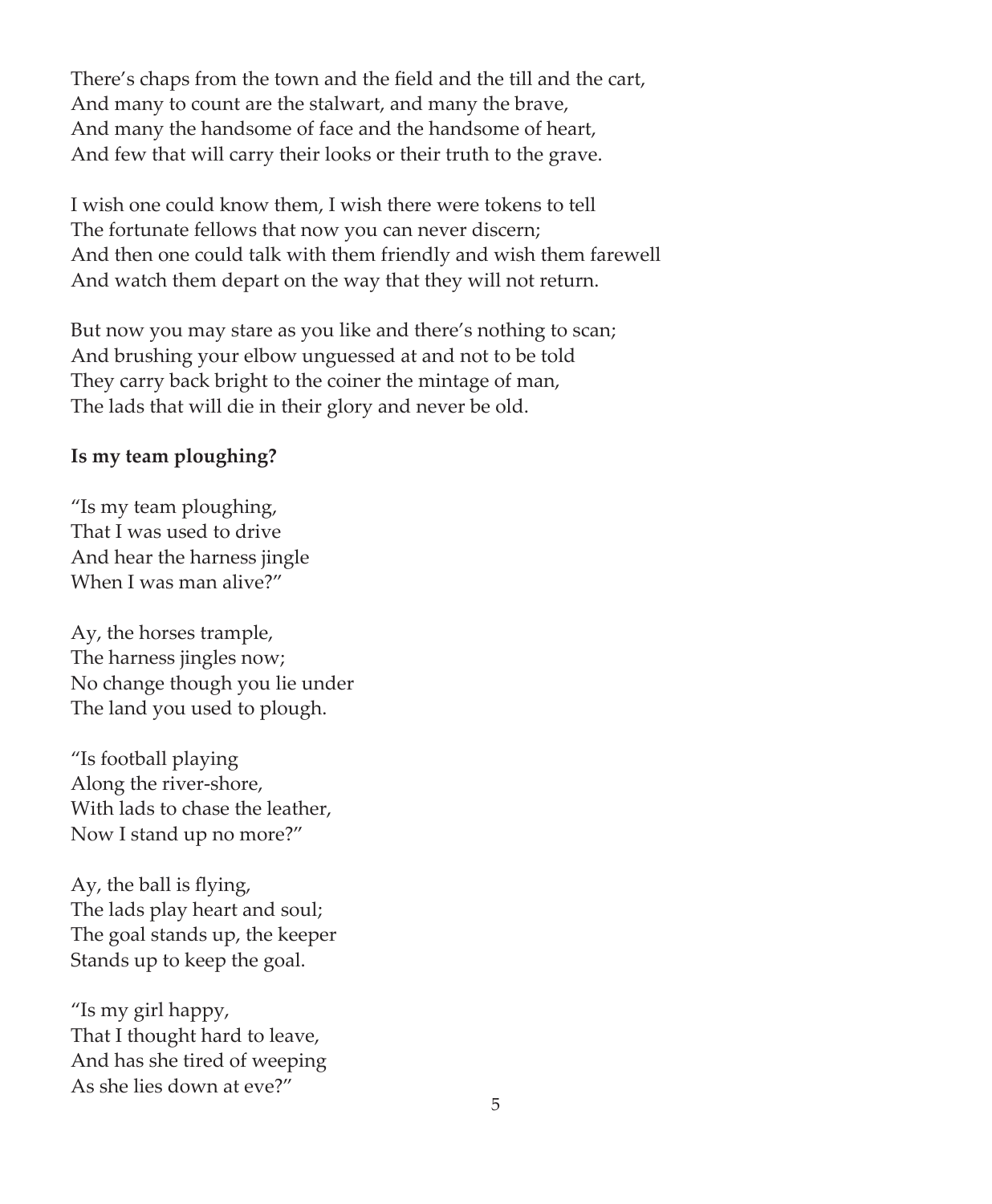There's chaps from the town and the field and the till and the cart,
And many to count are the stalwart, and many the brave,
And many the handsome of face and the handsome of heart,
And few that will carry their looks or their truth to the grave.

I wish one could know them, I wish there were tokens to tell
The fortunate fellows that now you can never discern;
And then one could talk with them friendly and wish them farewell
And watch them depart on the way that they will not return.

But now you may stare as you like and there's nothing to scan;
And brushing your elbow unguessed at and not to be told
They carry back bright to the coiner the mintage of man,
The lads that will die in their glory and never be old.

**Is my team ploughing?**

"Is my team ploughing,
That I was used to drive
And hear the harness jingle
When I was man alive?"

Ay, the horses trample,
The harness jingles now;
No change though you lie under
The land you used to plough.

"Is football playing
Along the river-shore,
With lads to chase the leather,
Now I stand up no more?"

Ay, the ball is flying,
The lads play heart and soul;
The goal stands up, the keeper
Stands up to keep the goal.

"Is my girl happy,
That I thought hard to leave,
And has she tired of weeping
As she lies down at eve?"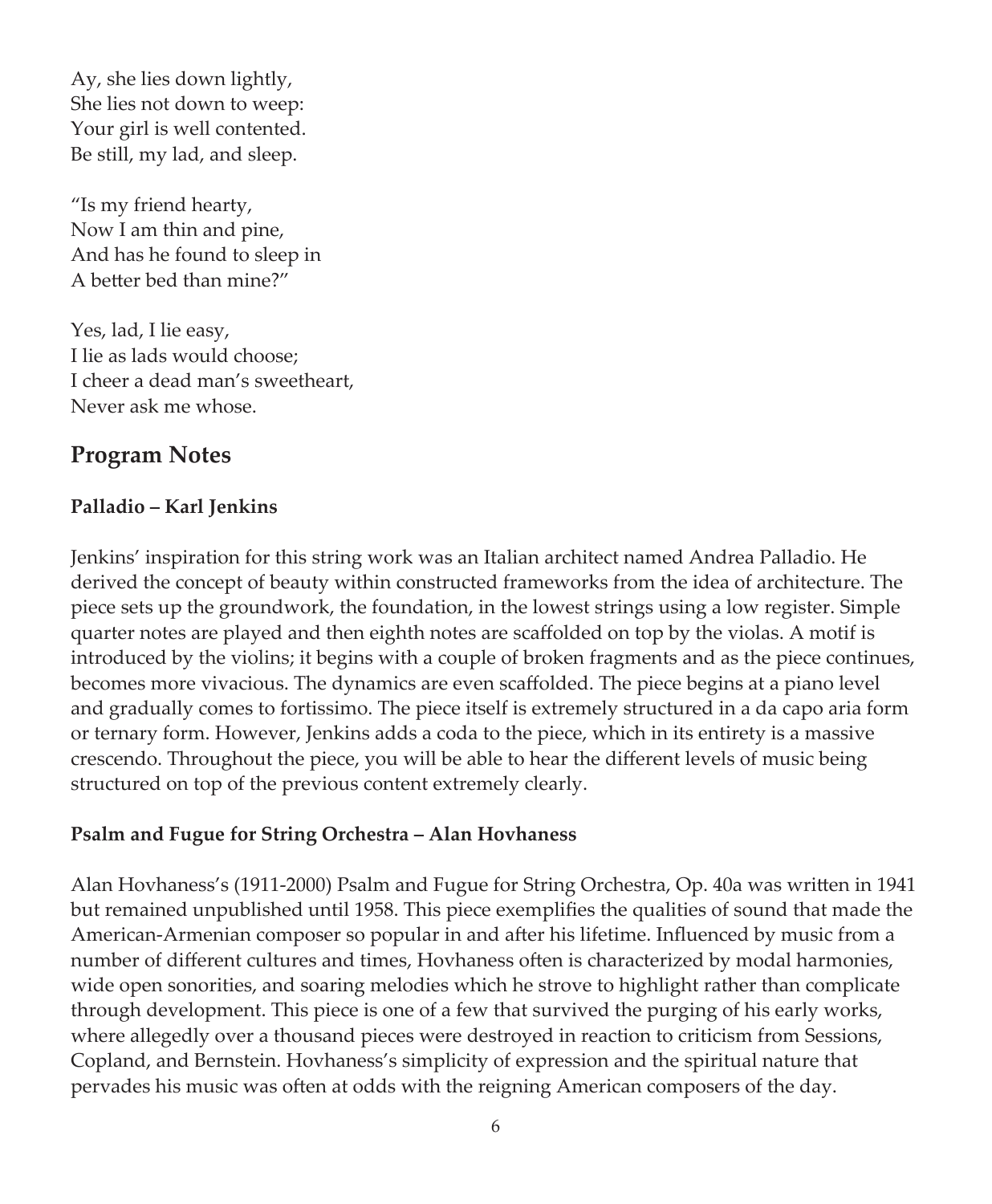Ay, she lies down lightly,
She lies not down to weep:
Your girl is well contented.
Be still, my lad, and sleep.

"Is my friend hearty,
Now I am thin and pine,
And has he found to sleep in
A better bed than mine?"

Yes, lad, I lie easy,
I lie as lads would choose;
I cheer a dead man's sweetheart,
Never ask me whose.

## Program Notes

### Palladio – Karl Jenkins

Jenkins' inspiration for this string work was an Italian architect named Andrea Palladio. He derived the concept of beauty within constructed frameworks from the idea of architecture. The piece sets up the groundwork, the foundation, in the lowest strings using a low register. Simple quarter notes are played and then eighth notes are scaffolded on top by the violas. A motif is introduced by the violins; it begins with a couple of broken fragments and as the piece continues, becomes more vivacious. The dynamics are even scaffolded. The piece begins at a piano level and gradually comes to fortissimo. The piece itself is extremely structured in a da capo aria form or ternary form. However, Jenkins adds a coda to the piece, which in its entirety is a massive crescendo. Throughout the piece, you will be able to hear the different levels of music being structured on top of the previous content extremely clearly.

### Psalm and Fugue for String Orchestra – Alan Hovhaness

Alan Hovhaness's (1911-2000) Psalm and Fugue for String Orchestra, Op. 40a was written in 1941 but remained unpublished until 1958. This piece exemplifies the qualities of sound that made the American-Armenian composer so popular in and after his lifetime. Influenced by music from a number of different cultures and times, Hovhaness often is characterized by modal harmonies, wide open sonorities, and soaring melodies which he strove to highlight rather than complicate through development. This piece is one of a few that survived the purging of his early works, where allegedly over a thousand pieces were destroyed in reaction to criticism from Sessions, Copland, and Bernstein. Hovhaness's simplicity of expression and the spiritual nature that pervades his music was often at odds with the reigning American composers of the day.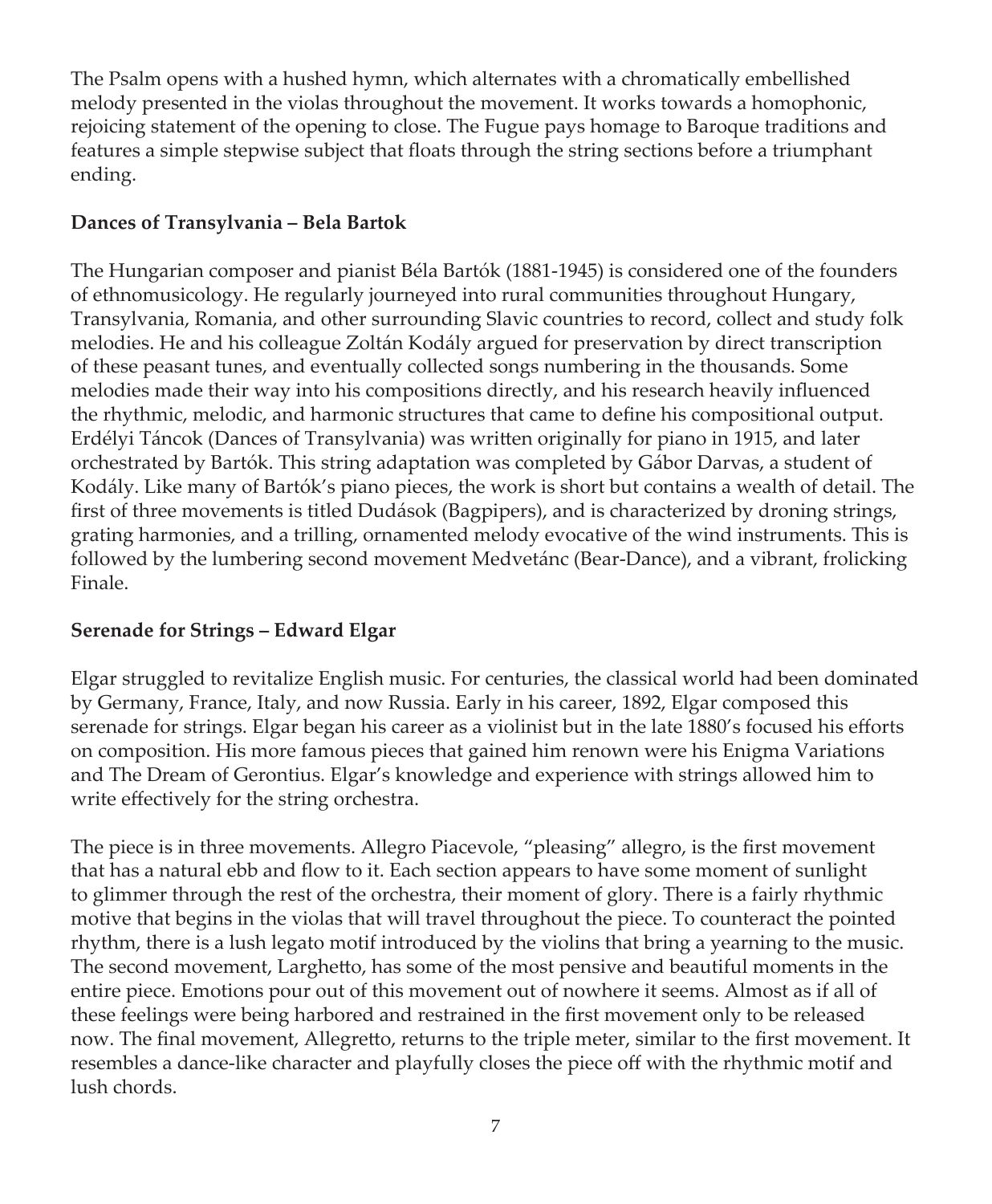The Psalm opens with a hushed hymn, which alternates with a chromatically embellished melody presented in the violas throughout the movement. It works towards a homophonic, rejoicing statement of the opening to close. The Fugue pays homage to Baroque traditions and features a simple stepwise subject that floats through the string sections before a triumphant ending.

**Dances of Transylvania – Bela Bartok**

The Hungarian composer and pianist Béla Bartók (1881-1945) is considered one of the founders of ethnomusicology. He regularly journeyed into rural communities throughout Hungary, Transylvania, Romania, and other surrounding Slavic countries to record, collect and study folk melodies. He and his colleague Zoltán Kodály argued for preservation by direct transcription of these peasant tunes, and eventually collected songs numbering in the thousands. Some melodies made their way into his compositions directly, and his research heavily influenced the rhythmic, melodic, and harmonic structures that came to define his compositional output. Erdélyi Táncok (Dances of Transylvania) was written originally for piano in 1915, and later orchestrated by Bartók. This string adaptation was completed by Gábor Darvas, a student of Kodály. Like many of Bartók's piano pieces, the work is short but contains a wealth of detail. The first of three movements is titled Dudások (Bagpipers), and is characterized by droning strings, grating harmonies, and a trilling, ornamented melody evocative of the wind instruments. This is followed by the lumbering second movement Medvetánc (Bear-Dance), and a vibrant, frolicking Finale.

**Serenade for Strings – Edward Elgar**

Elgar struggled to revitalize English music. For centuries, the classical world had been dominated by Germany, France, Italy, and now Russia. Early in his career, 1892, Elgar composed this serenade for strings. Elgar began his career as a violinist but in the late 1880's focused his efforts on composition. His more famous pieces that gained him renown were his Enigma Variations and The Dream of Gerontius. Elgar's knowledge and experience with strings allowed him to write effectively for the string orchestra.

The piece is in three movements. Allegro Piacevole, "pleasing" allegro, is the first movement that has a natural ebb and flow to it. Each section appears to have some moment of sunlight to glimmer through the rest of the orchestra, their moment of glory. There is a fairly rhythmic motive that begins in the violas that will travel throughout the piece. To counteract the pointed rhythm, there is a lush legato motif introduced by the violins that bring a yearning to the music. The second movement, Larghetto, has some of the most pensive and beautiful moments in the entire piece. Emotions pour out of this movement out of nowhere it seems. Almost as if all of these feelings were being harbored and restrained in the first movement only to be released now. The final movement, Allegretto, returns to the triple meter, similar to the first movement. It resembles a dance-like character and playfully closes the piece off with the rhythmic motif and lush chords.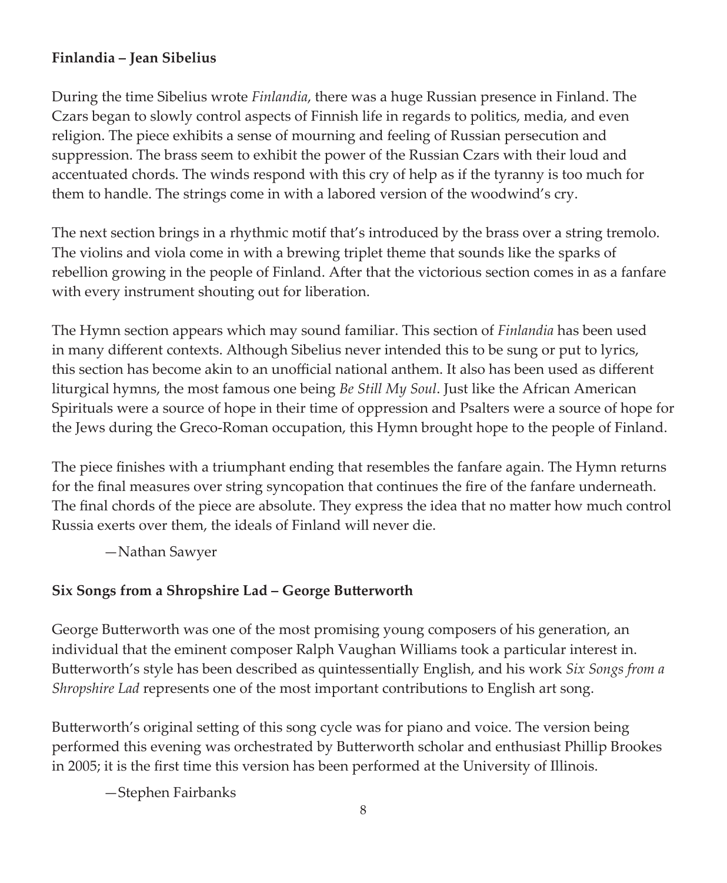**Finlandia – Jean Sibelius**

During the time Sibelius wrote *Finlandia*, there was a huge Russian presence in Finland. The Czars began to slowly control aspects of Finnish life in regards to politics, media, and even religion. The piece exhibits a sense of mourning and feeling of Russian persecution and suppression. The brass seem to exhibit the power of the Russian Czars with their loud and accentuated chords. The winds respond with this cry of help as if the tyranny is too much for them to handle. The strings come in with a labored version of the woodwind's cry.

The next section brings in a rhythmic motif that's introduced by the brass over a string tremolo. The violins and viola come in with a brewing triplet theme that sounds like the sparks of rebellion growing in the people of Finland. After that the victorious section comes in as a fanfare with every instrument shouting out for liberation.

The Hymn section appears which may sound familiar. This section of *Finlandia* has been used in many different contexts. Although Sibelius never intended this to be sung or put to lyrics, this section has become akin to an unofficial national anthem. It also has been used as different liturgical hymns, the most famous one being *Be Still My Soul*. Just like the African American Spirituals were a source of hope in their time of oppression and Psalters were a source of hope for the Jews during the Greco-Roman occupation, this Hymn brought hope to the people of Finland.

The piece finishes with a triumphant ending that resembles the fanfare again. The Hymn returns for the final measures over string syncopation that continues the fire of the fanfare underneath. The final chords of the piece are absolute. They express the idea that no matter how much control Russia exerts over them, the ideals of Finland will never die.

—Nathan Sawyer

**Six Songs from a Shropshire Lad – George Butterworth**

George Butterworth was one of the most promising young composers of his generation, an individual that the eminent composer Ralph Vaughan Williams took a particular interest in. Butterworth's style has been described as quintessentially English, and his work *Six Songs from a Shropshire Lad* represents one of the most important contributions to English art song.

Butterworth's original setting of this song cycle was for piano and voice. The version being performed this evening was orchestrated by Butterworth scholar and enthusiast Phillip Brookes in 2005; it is the first time this version has been performed at the University of Illinois.

—Stephen Fairbanks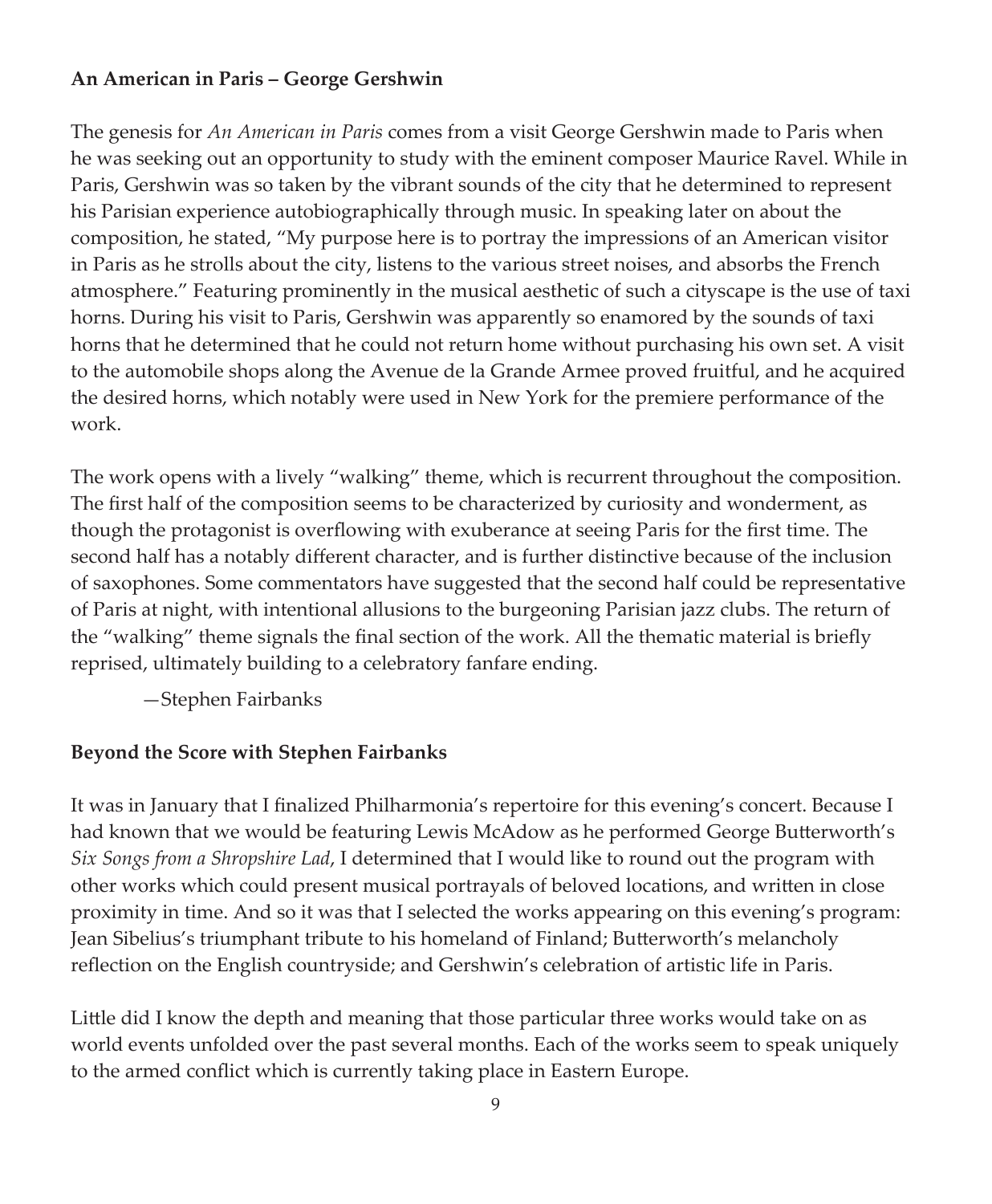**An American in Paris – George Gershwin**

The genesis for *An American in Paris* comes from a visit George Gershwin made to Paris when he was seeking out an opportunity to study with the eminent composer Maurice Ravel. While in Paris, Gershwin was so taken by the vibrant sounds of the city that he determined to represent his Parisian experience autobiographically through music. In speaking later on about the composition, he stated, "My purpose here is to portray the impressions of an American visitor in Paris as he strolls about the city, listens to the various street noises, and absorbs the French atmosphere." Featuring prominently in the musical aesthetic of such a cityscape is the use of taxi horns. During his visit to Paris, Gershwin was apparently so enamored by the sounds of taxi horns that he determined that he could not return home without purchasing his own set. A visit to the automobile shops along the Avenue de la Grande Armee proved fruitful, and he acquired the desired horns, which notably were used in New York for the premiere performance of the work.

The work opens with a lively "walking" theme, which is recurrent throughout the composition. The first half of the composition seems to be characterized by curiosity and wonderment, as though the protagonist is overflowing with exuberance at seeing Paris for the first time. The second half has a notably different character, and is further distinctive because of the inclusion of saxophones. Some commentators have suggested that the second half could be representative of Paris at night, with intentional allusions to the burgeoning Parisian jazz clubs. The return of the "walking" theme signals the final section of the work. All the thematic material is briefly reprised, ultimately building to a celebratory fanfare ending.

—Stephen Fairbanks

**Beyond the Score with Stephen Fairbanks**

It was in January that I finalized Philharmonia's repertoire for this evening's concert. Because I had known that we would be featuring Lewis McAdow as he performed George Butterworth's *Six Songs from a Shropshire Lad*, I determined that I would like to round out the program with other works which could present musical portrayals of beloved locations, and written in close proximity in time. And so it was that I selected the works appearing on this evening's program: Jean Sibelius's triumphant tribute to his homeland of Finland; Butterworth's melancholy reflection on the English countryside; and Gershwin's celebration of artistic life in Paris.

Little did I know the depth and meaning that those particular three works would take on as world events unfolded over the past several months. Each of the works seem to speak uniquely to the armed conflict which is currently taking place in Eastern Europe.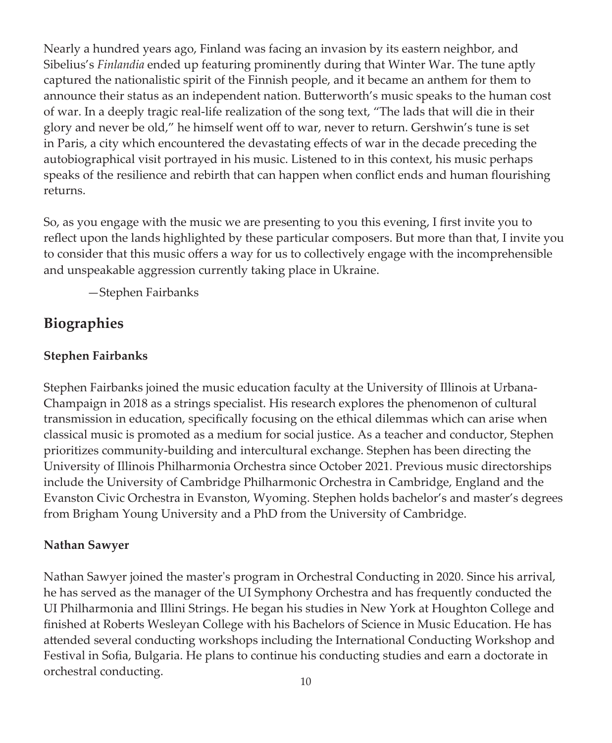Nearly a hundred years ago, Finland was facing an invasion by its eastern neighbor, and Sibelius's *Finlandia* ended up featuring prominently during that Winter War. The tune aptly captured the nationalistic spirit of the Finnish people, and it became an anthem for them to announce their status as an independent nation. Butterworth's music speaks to the human cost of war. In a deeply tragic real-life realization of the song text, "The lads that will die in their glory and never be old," he himself went off to war, never to return. Gershwin's tune is set in Paris, a city which encountered the devastating effects of war in the decade preceding the autobiographical visit portrayed in his music. Listened to in this context, his music perhaps speaks of the resilience and rebirth that can happen when conflict ends and human flourishing returns.

So, as you engage with the music we are presenting to you this evening, I first invite you to reflect upon the lands highlighted by these particular composers. But more than that, I invite you to consider that this music offers a way for us to collectively engage with the incomprehensible and unspeakable aggression currently taking place in Ukraine.

—Stephen Fairbanks

## Biographies

### Stephen Fairbanks

Stephen Fairbanks joined the music education faculty at the University of Illinois at Urbana-Champaign in 2018 as a strings specialist. His research explores the phenomenon of cultural transmission in education, specifically focusing on the ethical dilemmas which can arise when classical music is promoted as a medium for social justice. As a teacher and conductor, Stephen prioritizes community-building and intercultural exchange. Stephen has been directing the University of Illinois Philharmonia Orchestra since October 2021. Previous music directorships include the University of Cambridge Philharmonic Orchestra in Cambridge, England and the Evanston Civic Orchestra in Evanston, Wyoming. Stephen holds bachelor's and master's degrees from Brigham Young University and a PhD from the University of Cambridge.

### Nathan Sawyer

Nathan Sawyer joined the master's program in Orchestral Conducting in 2020. Since his arrival, he has served as the manager of the UI Symphony Orchestra and has frequently conducted the UI Philharmonia and Illini Strings. He began his studies in New York at Houghton College and finished at Roberts Wesleyan College with his Bachelors of Science in Music Education. He has attended several conducting workshops including the International Conducting Workshop and Festival in Sofia, Bulgaria. He plans to continue his conducting studies and earn a doctorate in orchestral conducting.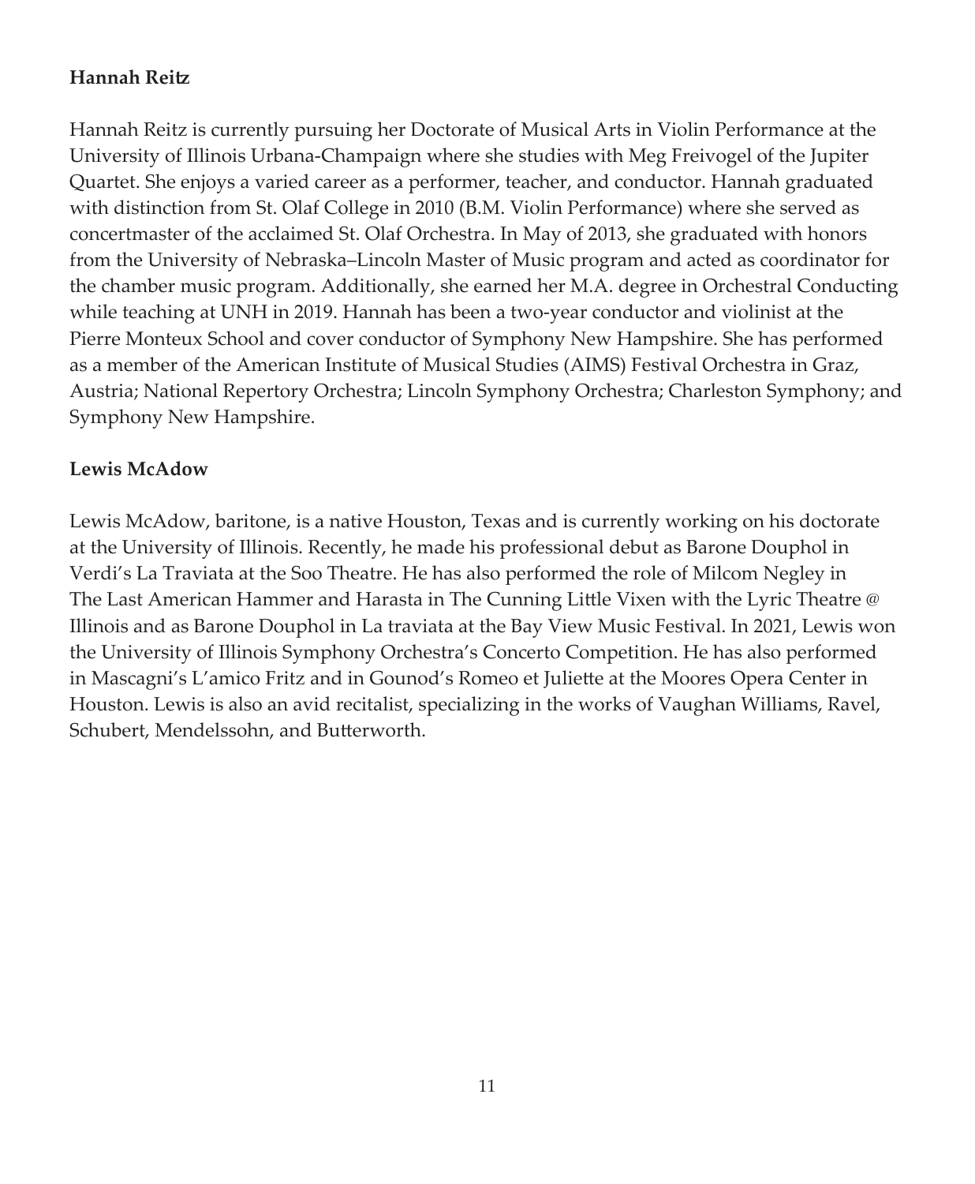**Hannah Reitz**

Hannah Reitz is currently pursuing her Doctorate of Musical Arts in Violin Performance at the University of Illinois Urbana-Champaign where she studies with Meg Freivogel of the Jupiter Quartet. She enjoys a varied career as a performer, teacher, and conductor. Hannah graduated with distinction from St. Olaf College in 2010 (B.M. Violin Performance) where she served as concertmaster of the acclaimed St. Olaf Orchestra. In May of 2013, she graduated with honors from the University of Nebraska–Lincoln Master of Music program and acted as coordinator for the chamber music program. Additionally, she earned her M.A. degree in Orchestral Conducting while teaching at UNH in 2019. Hannah has been a two-year conductor and violinist at the Pierre Monteux School and cover conductor of Symphony New Hampshire. She has performed as a member of the American Institute of Musical Studies (AIMS) Festival Orchestra in Graz, Austria; National Repertory Orchestra; Lincoln Symphony Orchestra; Charleston Symphony; and Symphony New Hampshire.

**Lewis McAdow**

Lewis McAdow, baritone, is a native Houston, Texas and is currently working on his doctorate at the University of Illinois. Recently, he made his professional debut as Barone Douphol in Verdi's La Traviata at the Soo Theatre. He has also performed the role of Milcom Negley in The Last American Hammer and Harasta in The Cunning Little Vixen with the Lyric Theatre @ Illinois and as Barone Douphol in La traviata at the Bay View Music Festival. In 2021, Lewis won the University of Illinois Symphony Orchestra's Concerto Competition. He has also performed in Mascagni's L'amico Fritz and in Gounod's Romeo et Juliette at the Moores Opera Center in Houston. Lewis is also an avid recitalist, specializing in the works of Vaughan Williams, Ravel, Schubert, Mendelssohn, and Butterworth.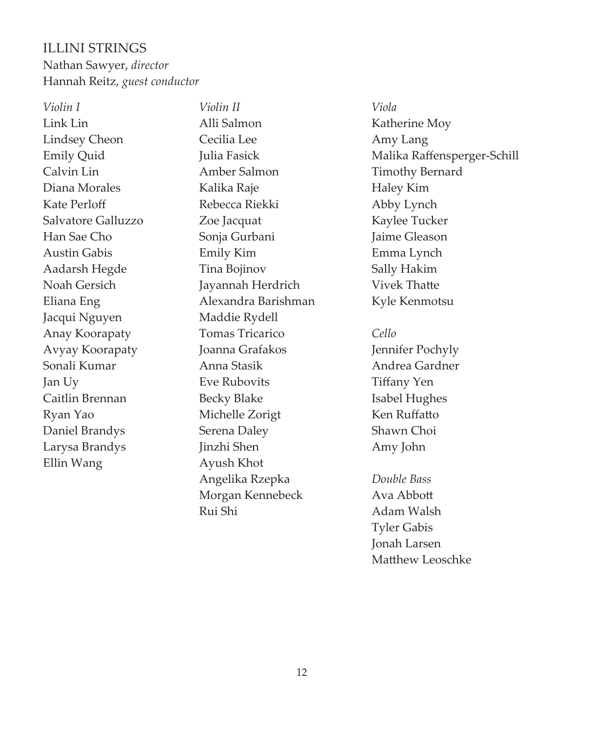## ILLINI STRINGS

Nathan Sawyer, *director*
Hannah Reitz, *guest conductor*

*Violin I*
Link Lin
Lindsey Cheon
Emily Quid
Calvin Lin
Diana Morales
Kate Perloff
Salvatore Galluzzo
Han Sae Cho
Austin Gabis
Aadarsh Hegde
Noah Gersich
Eliana Eng
Jacqui Nguyen
Anay Koorapaty
Avyay Koorapaty
Sonali Kumar
Jan Uy
Caitlin Brennan
Ryan Yao
Daniel Brandys
Larysa Brandys
Ellin Wang

*Violin II*
Alli Salmon
Cecilia Lee
Julia Fasick
Amber Salmon
Kalika Raje
Rebecca Riekki
Zoe Jacquat
Sonja Gurbani
Emily Kim
Tina Bojinov
Jayannah Herdrich
Alexandra Barishman
Maddie Rydell
Tomas Tricarico
Joanna Grafakos
Anna Stasik
Eve Rubovits
Becky Blake
Michelle Zorigt
Serena Daley
Jinzhi Shen
Ayush Khot
Angelika Rzepka
Morgan Kennebeck
Rui Shi

*Viola*
Katherine Moy
Amy Lang
Malika Raffensperger-Schill
Timothy Bernard
Haley Kim
Abby Lynch
Kaylee Tucker
Jaime Gleason
Emma Lynch
Sally Hakim
Vivek Thatte
Kyle Kenmotsu

*Cello*
Jennifer Pochyly
Andrea Gardner
Tiffany Yen
Isabel Hughes
Ken Ruffatto
Shawn Choi
Amy John

*Double Bass*
Ava Abbott
Adam Walsh
Tyler Gabis
Jonah Larsen
Matthew Leoschke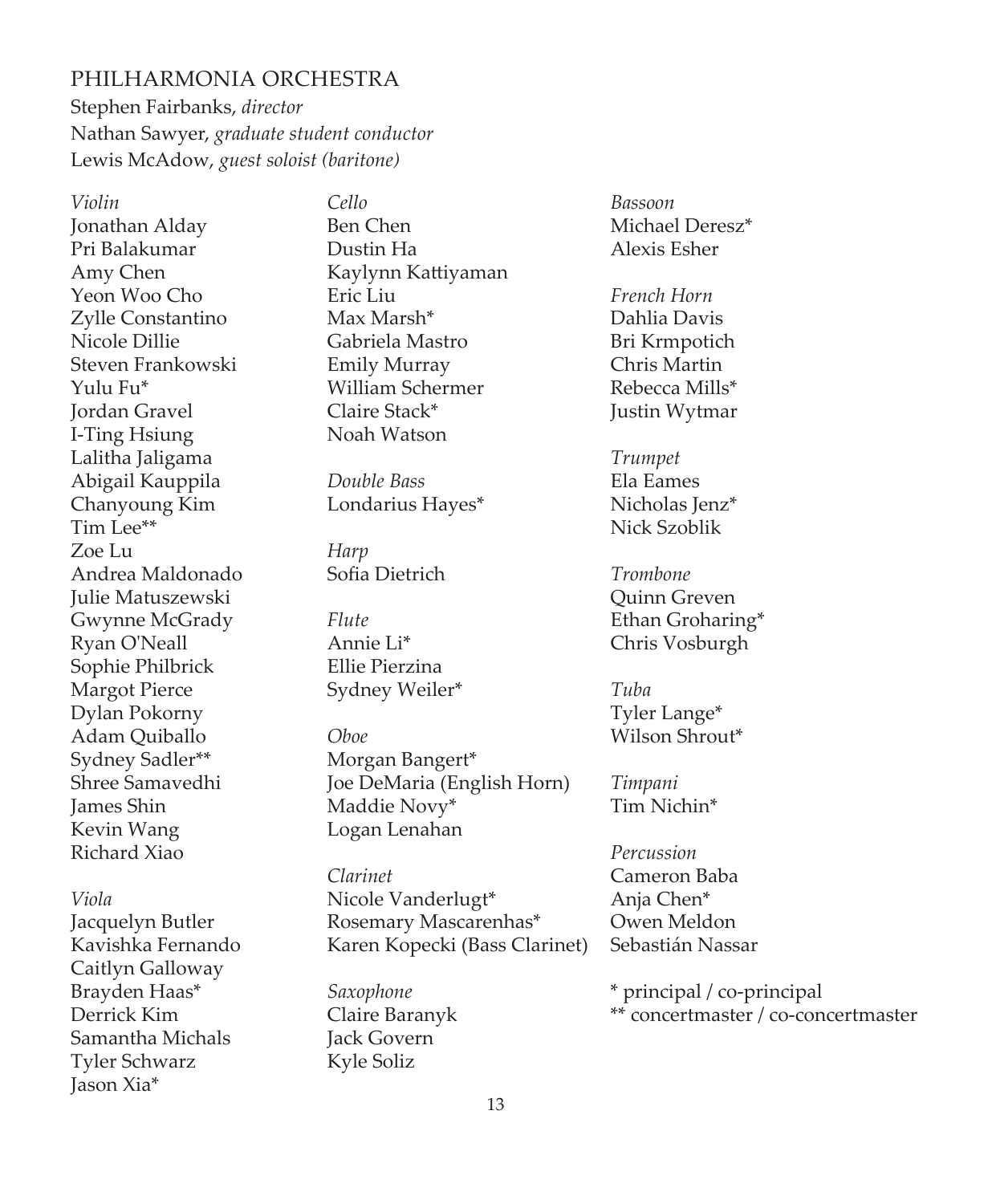## PHILHARMONIA ORCHESTRA

Stephen Fairbanks, *director*
Nathan Sawyer, *graduate student conductor*
Lewis McAdow, *guest soloist (baritone)*

*Violin*
Jonathan Alday
Pri Balakumar
Amy Chen
Yeon Woo Cho
Zylle Constantino
Nicole Dillie
Steven Frankowski
Yulu Fu*
Jordan Gravel
I-Ting Hsiung
Lalitha Jaligama
Abigail Kauppila
Chanyoung Kim
Tim Lee**
Zoe Lu
Andrea Maldonado
Julie Matuszewski
Gwynne McGrady
Ryan O'Neall
Sophie Philbrick
Margot Pierce
Dylan Pokorny
Adam Quiballo
Sydney Sadler**
Shree Samavedhi
James Shin
Kevin Wang
Richard Xiao

*Viola*
Jacquelyn Butler
Kavishka Fernando
Caitlyn Galloway
Brayden Haas*
Derrick Kim
Samantha Michals
Tyler Schwarz
Jason Xia*

*Cello*
Ben Chen
Dustin Ha
Kaylynn Kattiyaman
Eric Liu
Max Marsh*
Gabriela Mastro
Emily Murray
William Schermer
Claire Stack*
Noah Watson

*Double Bass*
Londarius Hayes*

*Harp*
Sofia Dietrich

*Flute*
Annie Li*
Ellie Pierzina
Sydney Weiler*

*Oboe*
Morgan Bangert*
Joe DeMaria (English Horn)
Maddie Novy*
Logan Lenahan

*Clarinet*
Nicole Vanderlugt*
Rosemary Mascarenhas*
Karen Kopecki (Bass Clarinet)

*Saxophone*
Claire Baranyk
Jack Govern
Kyle Soliz

*Bassoon*
Michael Deresz*
Alexis Esher

*French Horn*
Dahlia Davis
Bri Krmpotich
Chris Martin
Rebecca Mills*
Justin Wytmar

*Trumpet*
Ela Eames
Nicholas Jenz*
Nick Szoblik

*Trombone*
Quinn Greven
Ethan Groharing*
Chris Vosburgh

*Tuba*
Tyler Lange*
Wilson Shrout*

*Timpani*
Tim Nichin*

*Percussion*
Cameron Baba
Anja Chen*
Owen Meldon
Sebastián Nassar

* principal / co-principal
** concertmaster / co-concertmaster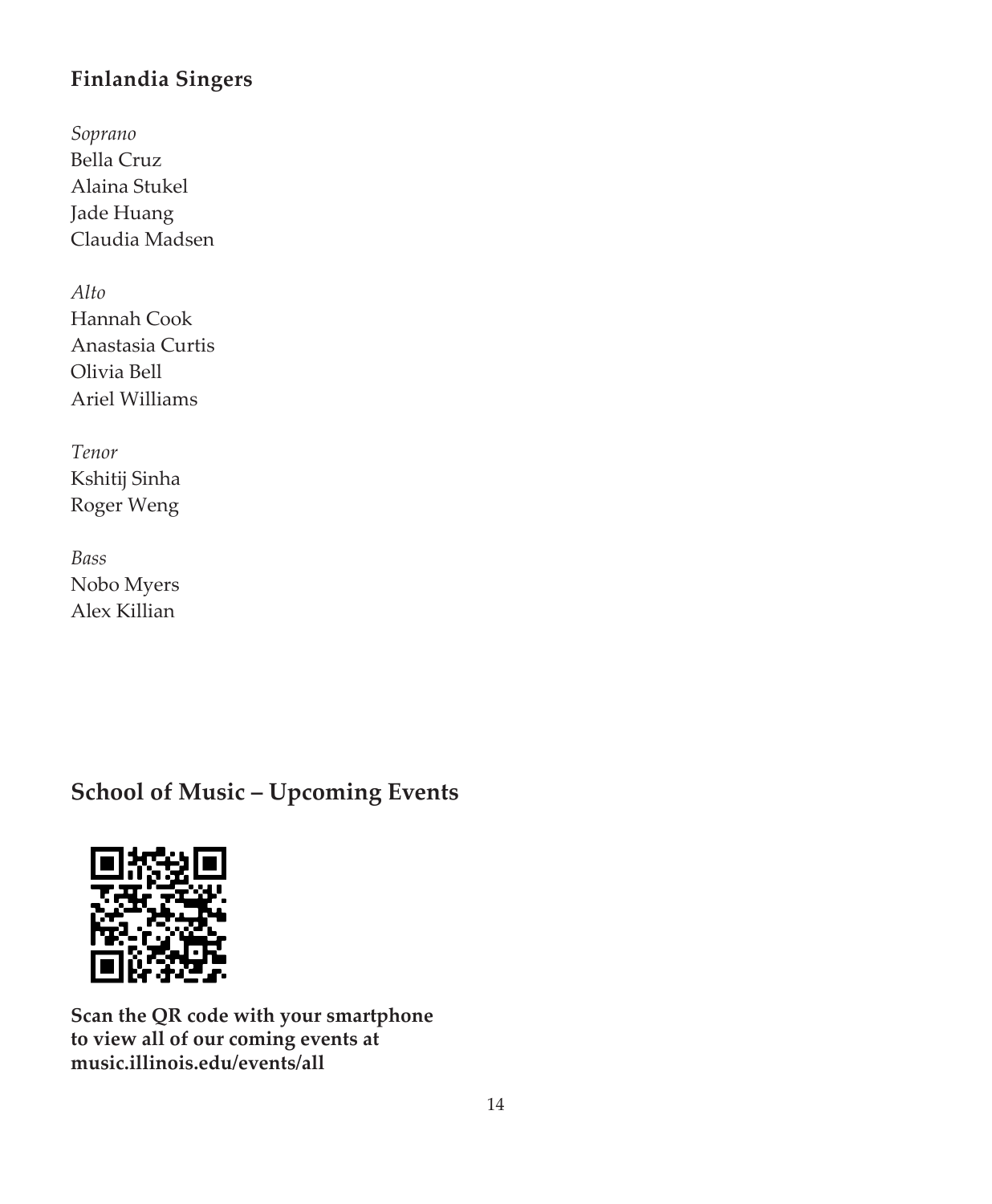## Finlandia Singers

*Soprano*
Bella Cruz
Alaina Stukel
Jade Huang
Claudia Madsen

*Alto*
Hannah Cook
Anastasia Curtis
Olivia Bell
Ariel Williams

*Tenor*
Kshitij Sinha
Roger Weng

*Bass*
Nobo Myers
Alex Killian

## School of Music – Upcoming Events

**Scan the QR code with your smartphone to view all of our coming events at music.illinois.edu/events/all**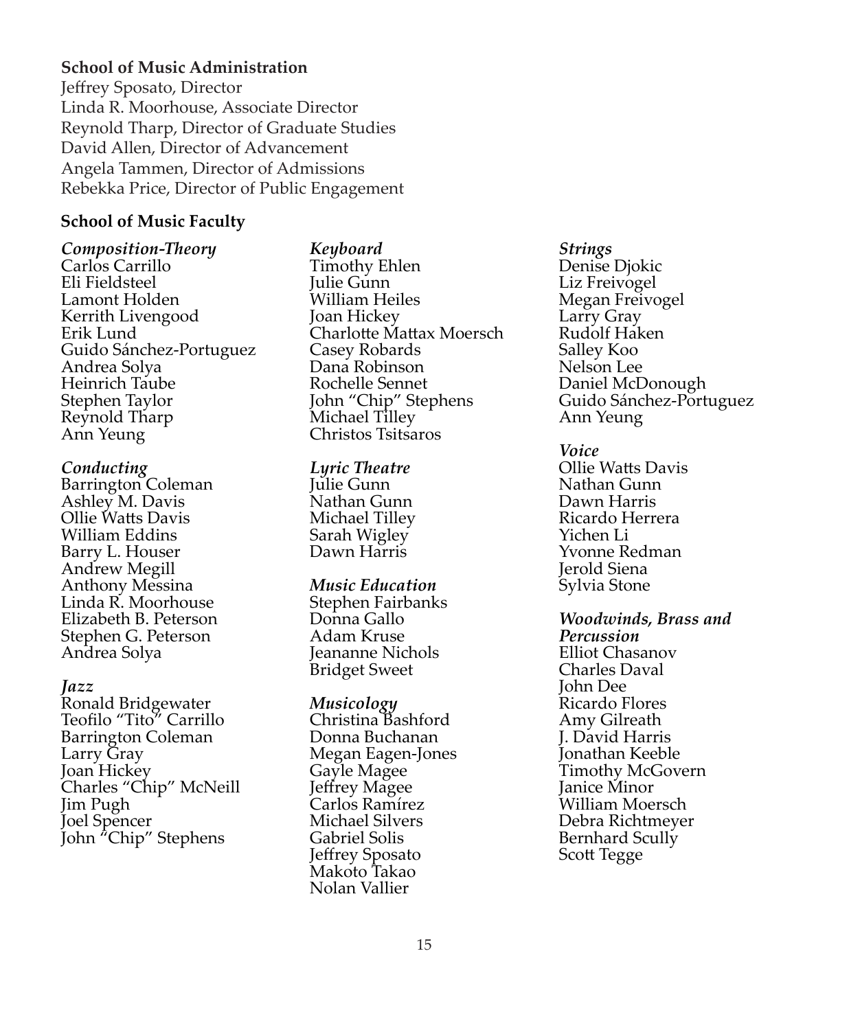**School of Music Administration**

Jeffrey Sposato, Director
Linda R. Moorhouse, Associate Director
Reynold Tharp, Director of Graduate Studies
David Allen, Director of Advancement
Angela Tammen, Director of Admissions
Rebekka Price, Director of Public Engagement

**School of Music Faculty**

***Composition-Theory***
Carlos Carrillo
Eli Fieldsteel
Lamont Holden
Kerrith Livengood
Erik Lund
Guido Sánchez-Portuguez
Andrea Solya
Heinrich Taube
Stephen Taylor
Reynold Tharp
Ann Yeung

***Conducting***
Barrington Coleman
Ashley M. Davis
Ollie Watts Davis
William Eddins
Barry L. Houser
Andrew Megill
Anthony Messina
Linda R. Moorhouse
Elizabeth B. Peterson
Stephen G. Peterson
Andrea Solya

***Jazz***
Ronald Bridgewater
Teofilo "Tito" Carrillo
Barrington Coleman
Larry Gray
Joan Hickey
Charles "Chip" McNeill
Jim Pugh
Joel Spencer
John "Chip" Stephens

***Keyboard***
Timothy Ehlen
Julie Gunn
William Heiles
Joan Hickey
Charlotte Mattax Moersch
Casey Robards
Dana Robinson
Rochelle Sennet
John "Chip" Stephens
Michael Tilley
Christos Tsitsaros

***Lyric Theatre***
Julie Gunn
Nathan Gunn
Michael Tilley
Sarah Wigley
Dawn Harris

***Music Education***
Stephen Fairbanks
Donna Gallo
Adam Kruse
Jeananne Nichols
Bridget Sweet

***Musicology***
Christina Bashford
Donna Buchanan
Megan Eagen-Jones
Gayle Magee
Jeffrey Magee
Carlos Ramírez
Michael Silvers
Gabriel Solis
Jeffrey Sposato
Makoto Takao
Nolan Vallier

***Strings***
Denise Djokic
Liz Freivogel
Megan Freivogel
Larry Gray
Rudolf Haken
Salley Koo
Nelson Lee
Daniel McDonough
Guido Sánchez-Portuguez
Ann Yeung

***Voice***
Ollie Watts Davis
Nathan Gunn
Dawn Harris
Ricardo Herrera
Yichen Li
Yvonne Redman
Jerold Siena
Sylvia Stone

***Woodwinds, Brass and Percussion***
Elliot Chasanov
Charles Daval
John Dee
Ricardo Flores
Amy Gilreath
J. David Harris
Jonathan Keeble
Timothy McGovern
Janice Minor
William Moersch
Debra Richtmeyer
Bernhard Scully
Scott Tegge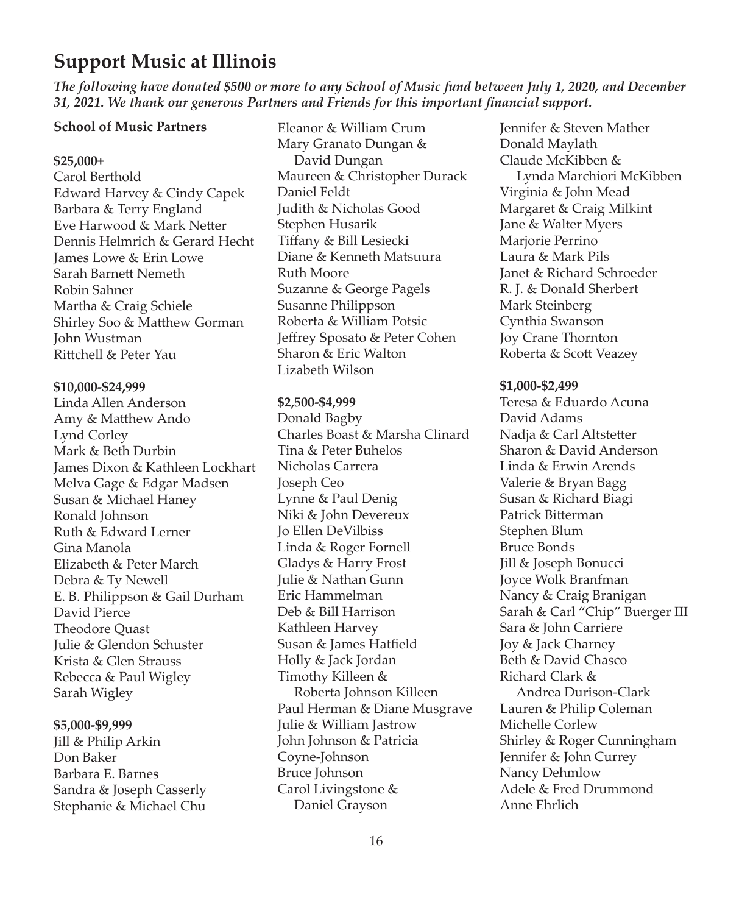# Support Music at Illinois

***The following have donated $500 or more to any School of Music fund between July 1, 2020, and December 31, 2021. We thank our generous Partners and Friends for this important financial support.***

**School of Music Partners**

**$25,000+**

Carol Berthold
Edward Harvey & Cindy Capek
Barbara & Terry England
Eve Harwood & Mark Netter
Dennis Helmrich & Gerard Hecht
James Lowe & Erin Lowe
Sarah Barnett Nemeth
Robin Sahner
Martha & Craig Schiele
Shirley Soo & Matthew Gorman
John Wustman
Rittchell & Peter Yau

**$10,000-$24,999**

Linda Allen Anderson
Amy & Matthew Ando
Lynd Corley
Mark & Beth Durbin
James Dixon & Kathleen Lockhart
Melva Gage & Edgar Madsen
Susan & Michael Haney
Ronald Johnson
Ruth & Edward Lerner
Gina Manola
Elizabeth & Peter March
Debra & Ty Newell
E. B. Philippson & Gail Durham
David Pierce
Theodore Quast
Julie & Glendon Schuster
Krista & Glen Strauss
Rebecca & Paul Wigley
Sarah Wigley

**$5,000-$9,999**

Jill & Philip Arkin
Don Baker
Barbara E. Barnes
Sandra & Joseph Casserly
Stephanie & Michael Chu
Eleanor & William Crum
Mary Granato Dungan & David Dungan
Maureen & Christopher Durack
Daniel Feldt
Judith & Nicholas Good
Stephen Husarik
Tiffany & Bill Lesiecki
Diane & Kenneth Matsuura
Ruth Moore
Suzanne & George Pagels
Susanne Philippson
Roberta & William Potsic
Jeffrey Sposato & Peter Cohen
Sharon & Eric Walton
Lizabeth Wilson

**$2,500-$4,999**

Donald Bagby
Charles Boast & Marsha Clinard
Tina & Peter Buhelos
Nicholas Carrera
Joseph Ceo
Lynne & Paul Denig
Niki & John Devereux
Jo Ellen DeVilbiss
Linda & Roger Fornell
Gladys & Harry Frost
Julie & Nathan Gunn
Eric Hammelman
Deb & Bill Harrison
Kathleen Harvey
Susan & James Hatfield
Holly & Jack Jordan
Timothy Killeen & Roberta Johnson Killeen
Paul Herman & Diane Musgrave
Julie & William Jastrow
John Johnson & Patricia Coyne-Johnson
Bruce Johnson
Carol Livingstone & Daniel Grayson
Jennifer & Steven Mather
Donald Maylath
Claude McKibben & Lynda Marchiori McKibben
Virginia & John Mead
Margaret & Craig Milkint
Jane & Walter Myers
Marjorie Perrino
Laura & Mark Pils
Janet & Richard Schroeder
R. J. & Donald Sherbert
Mark Steinberg
Cynthia Swanson
Joy Crane Thornton
Roberta & Scott Veazey

**$1,000-$2,499**

Teresa & Eduardo Acuna
David Adams
Nadja & Carl Altstetter
Sharon & David Anderson
Linda & Erwin Arends
Valerie & Bryan Bagg
Susan & Richard Biagi
Patrick Bitterman
Stephen Blum
Bruce Bonds
Jill & Joseph Bonucci
Joyce Wolk Branfman
Nancy & Craig Branigan
Sarah & Carl "Chip" Buerger III
Sara & John Carriere
Joy & Jack Charney
Beth & David Chasco
Richard Clark & Andrea Durison-Clark
Lauren & Philip Coleman
Michelle Corlew
Shirley & Roger Cunningham
Jennifer & John Currey
Nancy Dehmlow
Adele & Fred Drummond
Anne Ehrlich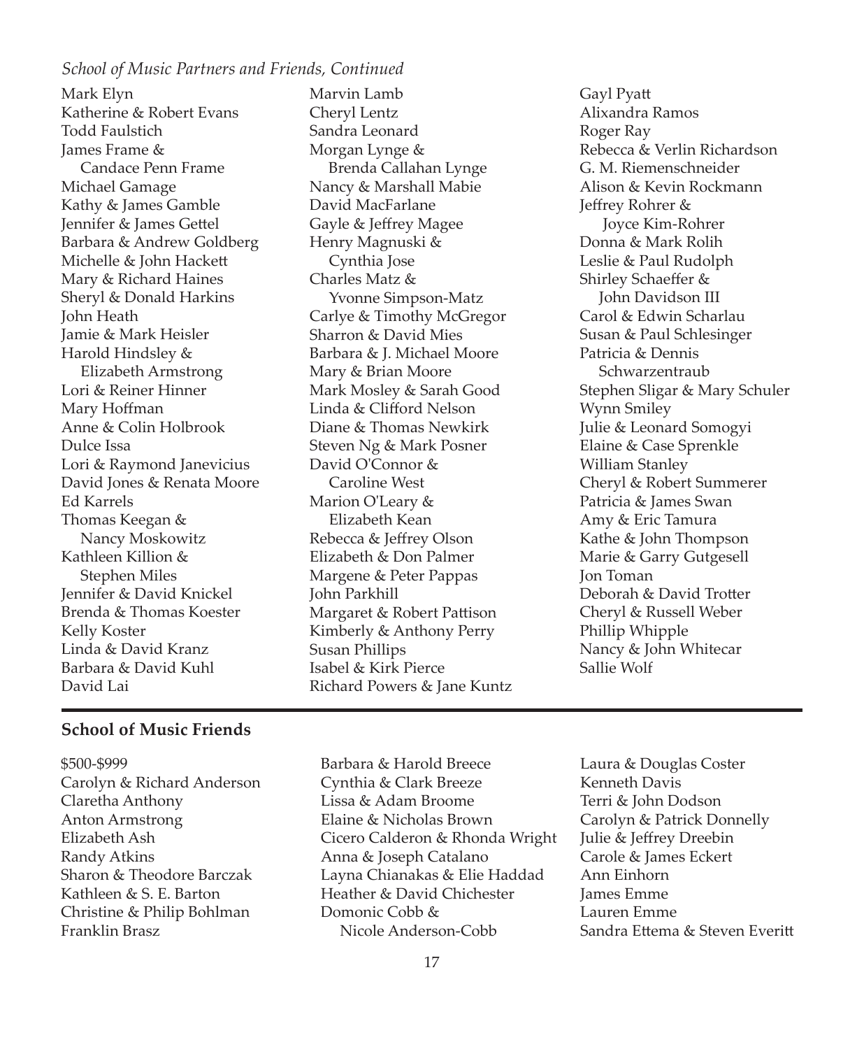*School of Music Partners and Friends, Continued*

Mark Elyn
Katherine & Robert Evans
Todd Faulstich
James Frame & Candace Penn Frame
Michael Gamage
Kathy & James Gamble
Jennifer & James Gettel
Barbara & Andrew Goldberg
Michelle & John Hackett
Mary & Richard Haines
Sheryl & Donald Harkins
John Heath
Jamie & Mark Heisler
Harold Hindsley & Elizabeth Armstrong
Lori & Reiner Hinner
Mary Hoffman
Anne & Colin Holbrook
Dulce Issa
Lori & Raymond Janevicius
David Jones & Renata Moore
Ed Karrels
Thomas Keegan & Nancy Moskowitz
Kathleen Killion & Stephen Miles
Jennifer & David Knickel
Brenda & Thomas Koester
Kelly Koster
Linda & David Kranz
Barbara & David Kuhl
David Lai
Marvin Lamb
Cheryl Lentz
Sandra Leonard
Morgan Lynge & Brenda Callahan Lynge
Nancy & Marshall Mabie
David MacFarlane
Gayle & Jeffrey Magee
Henry Magnuski & Cynthia Jose
Charles Matz & Yvonne Simpson-Matz
Carlye & Timothy McGregor
Sharron & David Mies
Barbara & J. Michael Moore
Mary & Brian Moore
Mark Mosley & Sarah Good
Linda & Clifford Nelson
Diane & Thomas Newkirk
Steven Ng & Mark Posner
David O'Connor & Caroline West
Marion O'Leary & Elizabeth Kean
Rebecca & Jeffrey Olson
Elizabeth & Don Palmer
Margene & Peter Pappas
John Parkhill
Margaret & Robert Pattison
Kimberly & Anthony Perry
Susan Phillips
Isabel & Kirk Pierce
Richard Powers & Jane Kuntz
Gayl Pyatt
Alixandra Ramos
Roger Ray
Rebecca & Verlin Richardson
G. M. Riemenschneider
Alison & Kevin Rockmann
Jeffrey Rohrer & Joyce Kim-Rohrer
Donna & Mark Rolih
Leslie & Paul Rudolph
Shirley Schaeffer & John Davidson III
Carol & Edwin Scharlau
Susan & Paul Schlesinger
Patricia & Dennis Schwarzentraub
Stephen Sligar & Mary Schuler
Wynn Smiley
Julie & Leonard Somogyi
Elaine & Case Sprenkle
William Stanley
Cheryl & Robert Summerer
Patricia & James Swan
Amy & Eric Tamura
Kathe & John Thompson
Marie & Garry Gutgesell
Jon Toman
Deborah & David Trotter
Cheryl & Russell Weber
Phillip Whipple
Nancy & John Whitecar
Sallie Wolf

## School of Music Friends

$500-$999

Carolyn & Richard Anderson
Claretha Anthony
Anton Armstrong
Elizabeth Ash
Randy Atkins
Sharon & Theodore Barczak
Kathleen & S. E. Barton
Christine & Philip Bohlman
Franklin Brasz
Barbara & Harold Breece
Cynthia & Clark Breeze
Lissa & Adam Broome
Elaine & Nicholas Brown
Cicero Calderon & Rhonda Wright
Anna & Joseph Catalano
Layna Chianakas & Elie Haddad
Heather & David Chichester
Domonic Cobb & Nicole Anderson-Cobb
Laura & Douglas Coster
Kenneth Davis
Terri & John Dodson
Carolyn & Patrick Donnelly
Julie & Jeffrey Dreebin
Carole & James Eckert
Ann Einhorn
James Emme
Lauren Emme
Sandra Ettema & Steven Everitt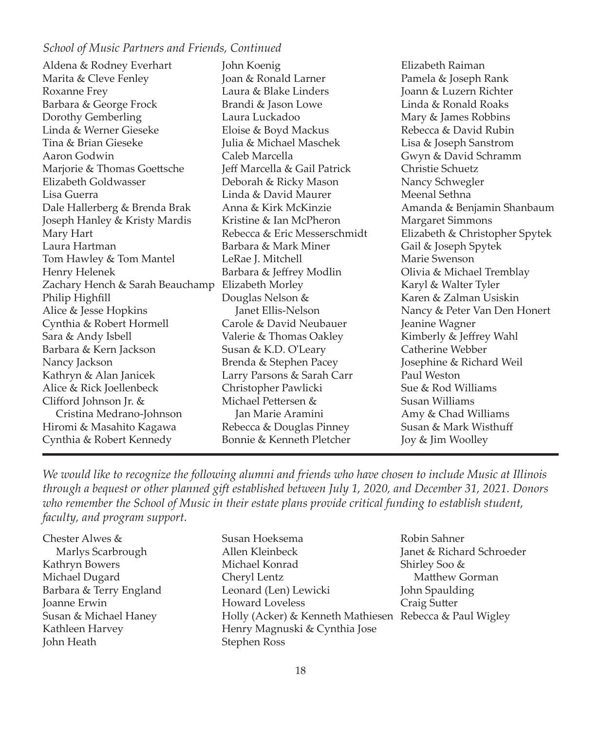*School of Music Partners and Friends, Continued*

Aldena & Rodney Everhart
Marita & Cleve Fenley
Roxanne Frey
Barbara & George Frock
Dorothy Gemberling
Linda & Werner Gieseke
Tina & Brian Gieseke
Aaron Godwin
Marjorie & Thomas Goettsche
Elizabeth Goldwasser
Lisa Guerra
Dale Hallerberg & Brenda Brak
Joseph Hanley & Kristy Mardis
Mary Hart
Laura Hartman
Tom Hawley & Tom Mantel
Henry Helenek
Zachary Hench & Sarah Beauchamp
Philip Highfill
Alice & Jesse Hopkins
Cynthia & Robert Hormell
Sara & Andy Isbell
Barbara & Kern Jackson
Nancy Jackson
Kathryn & Alan Janicek
Alice & Rick Joellenbeck
Clifford Johnson Jr. & Cristina Medrano-Johnson
Hiromi & Masahito Kagawa
Cynthia & Robert Kennedy
John Koenig
Joan & Ronald Larner
Laura & Blake Linders
Brandi & Jason Lowe
Laura Luckadoo
Eloise & Boyd Mackus
Julia & Michael Maschek
Caleb Marcella
Jeff Marcella & Gail Patrick
Deborah & Ricky Mason
Linda & David Maurer
Anna & Kirk McKinzie
Kristine & Ian McPheron
Rebecca & Eric Messerschmidt
Barbara & Mark Miner
LeRae J. Mitchell
Barbara & Jeffrey Modlin
Elizabeth Morley
Douglas Nelson & Janet Ellis-Nelson
Carole & David Neubauer
Valerie & Thomas Oakley
Susan & K.D. O'Leary
Brenda & Stephen Pacey
Larry Parsons & Sarah Carr
Christopher Pawlicki
Michael Pettersen & Jan Marie Aramini
Rebecca & Douglas Pinney
Bonnie & Kenneth Pletcher
Elizabeth Raiman
Pamela & Joseph Rank
Joann & Luzern Richter
Linda & Ronald Roaks
Mary & James Robbins
Rebecca & David Rubin
Lisa & Joseph Sanstrom
Gwyn & David Schramm
Christie Schuetz
Nancy Schwegler
Meenal Sethna
Amanda & Benjamin Shanbaum
Margaret Simmons
Elizabeth & Christopher Spytek
Gail & Joseph Spytek
Marie Swenson
Olivia & Michael Tremblay
Karyl & Walter Tyler
Karen & Zalman Usiskin
Nancy & Peter Van Den Honert
Jeanine Wagner
Kimberly & Jeffrey Wahl
Catherine Webber
Josephine & Richard Weil
Paul Weston
Sue & Rod Williams
Susan Williams
Amy & Chad Williams
Susan & Mark Wisthuff
Joy & Jim Woolley

---

*We would like to recognize the following alumni and friends who have chosen to include Music at Illinois through a bequest or other planned gift established between July 1, 2020, and December 31, 2021. Donors who remember the School of Music in their estate plans provide critical funding to establish student, faculty, and program support.*

Chester Alwes & Marlys Scarbrough
Kathryn Bowers
Michael Dugard
Barbara & Terry England
Joanne Erwin
Susan & Michael Haney
Kathleen Harvey
John Heath
Susan Hoeksema
Allen Kleinbeck
Michael Konrad
Cheryl Lentz
Leonard (Len) Lewicki
Howard Loveless
Holly (Acker) & Kenneth Mathiesen
Henry Magnuski & Cynthia Jose
Stephen Ross
Robin Sahner
Janet & Richard Schroeder
Shirley Soo & Matthew Gorman
John Spaulding
Craig Sutter
Rebecca & Paul Wigley